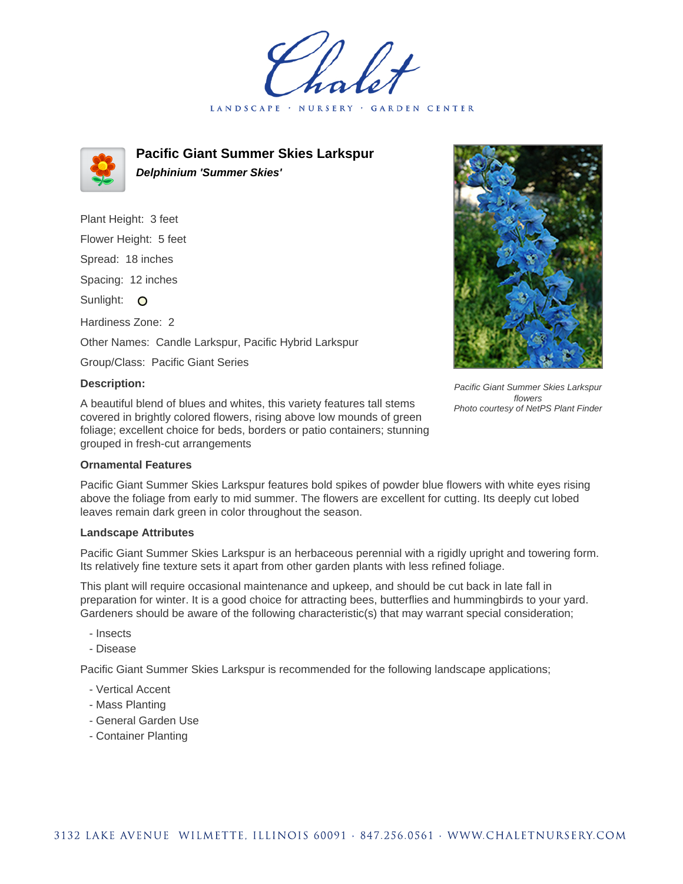# Pacific Giant Summer Skies Larkspur

***Delphinium 'Summer Skies'***

Plant Height: 3 feet

Flower Height: 5 feet

Spread: 18 inches

Spacing: 12 inches

Sunlight: O

Hardiness Zone: 2

Other Names: Candle Larkspur, Pacific Hybrid Larkspur

Group/Class: Pacific Giant Series

**Description:**

A beautiful blend of blues and whites, this variety features tall stems covered in brightly colored flowers, rising above low mounds of green foliage; excellent choice for beds, borders or patio containers; stunning grouped in fresh-cut arrangements

*Pacific Giant Summer Skies Larkspur flowers*
*Photo courtesy of NetPS Plant Finder*

### Ornamental Features

Pacific Giant Summer Skies Larkspur features bold spikes of powder blue flowers with white eyes rising above the foliage from early to mid summer. The flowers are excellent for cutting. Its deeply cut lobed leaves remain dark green in color throughout the season.

### Landscape Attributes

Pacific Giant Summer Skies Larkspur is an herbaceous perennial with a rigidly upright and towering form. Its relatively fine texture sets it apart from other garden plants with less refined foliage.

This plant will require occasional maintenance and upkeep, and should be cut back in late fall in preparation for winter. It is a good choice for attracting bees, butterflies and hummingbirds to your yard. Gardeners should be aware of the following characteristic(s) that may warrant special consideration;

- Insects
- Disease

Pacific Giant Summer Skies Larkspur is recommended for the following landscape applications;

- Vertical Accent
- Mass Planting
- General Garden Use
- Container Planting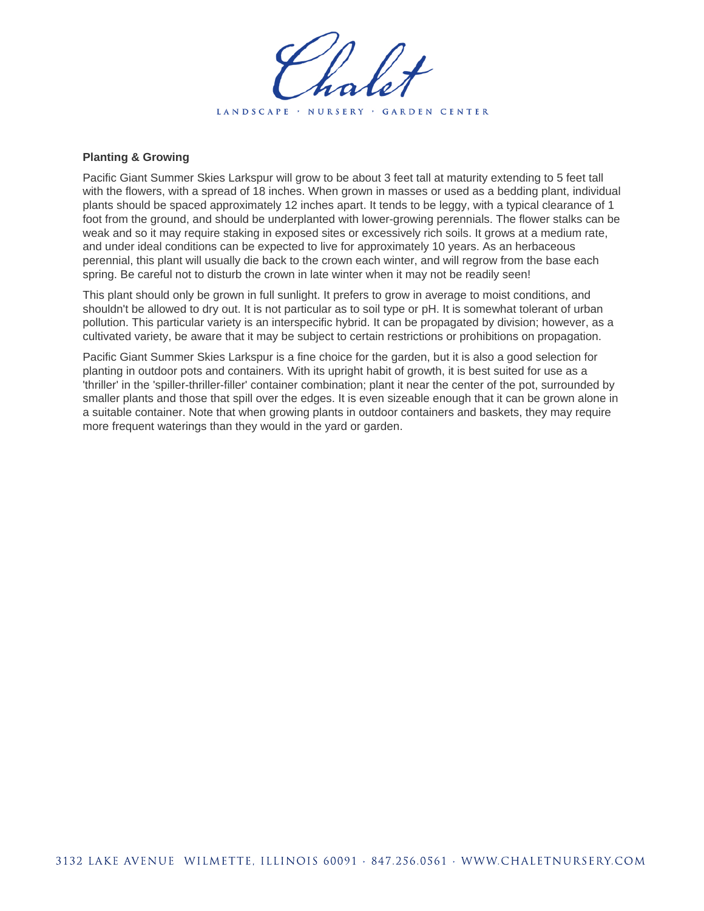**Planting & Growing**

Pacific Giant Summer Skies Larkspur will grow to be about 3 feet tall at maturity extending to 5 feet tall with the flowers, with a spread of 18 inches. When grown in masses or used as a bedding plant, individual plants should be spaced approximately 12 inches apart. It tends to be leggy, with a typical clearance of 1 foot from the ground, and should be underplanted with lower-growing perennials. The flower stalks can be weak and so it may require staking in exposed sites or excessively rich soils. It grows at a medium rate, and under ideal conditions can be expected to live for approximately 10 years. As an herbaceous perennial, this plant will usually die back to the crown each winter, and will regrow from the base each spring. Be careful not to disturb the crown in late winter when it may not be readily seen!

This plant should only be grown in full sunlight. It prefers to grow in average to moist conditions, and shouldn't be allowed to dry out. It is not particular as to soil type or pH. It is somewhat tolerant of urban pollution. This particular variety is an interspecific hybrid. It can be propagated by division; however, as a cultivated variety, be aware that it may be subject to certain restrictions or prohibitions on propagation.

Pacific Giant Summer Skies Larkspur is a fine choice for the garden, but it is also a good selection for planting in outdoor pots and containers. With its upright habit of growth, it is best suited for use as a 'thriller' in the 'spiller-thriller-filler' container combination; plant it near the center of the pot, surrounded by smaller plants and those that spill over the edges. It is even sizeable enough that it can be grown alone in a suitable container. Note that when growing plants in outdoor containers and baskets, they may require more frequent waterings than they would in the yard or garden.